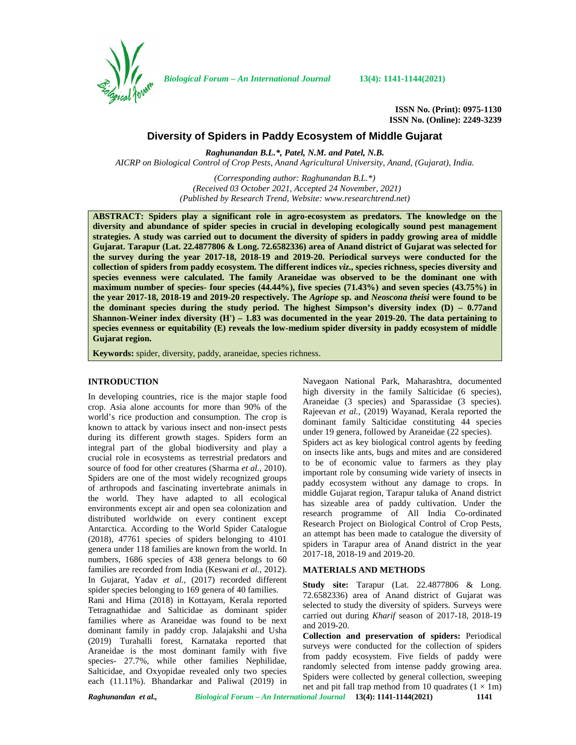ISSN No. (Print): 0975-1130
ISSN No. (Online): 2249-3239

# Diversity of Spiders in Paddy Ecosystem of Middle Gujarat

***Raghunandan B.L.\*, Patel, N.M. and Patel, N.B.***

*AICRP on Biological Control of Crop Pests, Anand Agricultural University, Anand, (Gujarat), India.*

*(Corresponding author: Raghunandan B.L.\*)*
*(Received 03 October 2021, Accepted 24 November, 2021)*
*(Published by Research Trend, Website: www.researchtrend.net)*

**ABSTRACT: Spiders play a significant role in agro-ecosystem as predators. The knowledge on the diversity and abundance of spider species in crucial in developing ecologically sound pest management strategies. A study was carried out to document the diversity of spiders in paddy growing area of middle Gujarat. Tarapur (Lat. 22.4877806 & Long. 72.6582336) area of Anand district of Gujarat was selected for the survey during the year 2017-18, 2018-19 and 2019-20. Periodical surveys were conducted for the collection of spiders from paddy ecosystem. The different indices *viz.*, species richness, species diversity and species evenness were calculated. The family Araneidae was observed to be the dominant one with maximum number of species- four species (44.44%), five species (71.43%) and seven species (43.75%) in the year 2017-18, 2018-19 and 2019-20 respectively. The *Agriope* sp. and *Neoscona theisi* were found to be the dominant species during the study period. The highest Simpson's diversity index (D) – 0.77and Shannon-Weiner index diversity (H') – 1.83 was documented in the year 2019-20. The data pertaining to species evenness or equitability (E) reveals the low-medium spider diversity in paddy ecosystem of middle Gujarat region.**

**Keywords:** spider, diversity, paddy, araneidae, species richness.

## INTRODUCTION

In developing countries, rice is the major staple food crop. Asia alone accounts for more than 90% of the world's rice production and consumption. The crop is known to attack by various insect and non-insect pests during its different growth stages. Spiders form an integral part of the global biodiversity and play a crucial role in ecosystems as terrestrial predators and source of food for other creatures (Sharma *et al.,* 2010). Spiders are one of the most widely recognized groups of arthropods and fascinating invertebrate animals in the world. They have adapted to all ecological environments except air and open sea colonization and distributed worldwide on every continent except Antarctica. According to the World Spider Catalogue (2018), 47761 species of spiders belonging to 4101 genera under 118 families are known from the world. In numbers, 1686 species of 438 genera belongs to 60 families are recorded from India (Keswani *et al.,* 2012). In Gujarat, Yadav *et al.,* (2017) recorded different spider species belonging to 169 genera of 40 families.

Rani and Hima (2018) in Kottayam, Kerala reported Tetragnathidae and Salticidae as dominant spider families where as Araneidae was found to be next dominant family in paddy crop. Jalajakshi and Usha (2019) Turahalli forest, Karnataka reported that Araneidae is the most dominant family with five species- 27.7%, while other families Nephilidae, Salticidae, and Oxyopidae revealed only two species each (11.11%). Bhandarkar and Paliwal (2019) in Navegaon National Park, Maharashtra, documented high diversity in the family Salticidae (6 species), Araneidae (3 species) and Sparassidae (3 species). Rajeevan *et al.,* (2019) Wayanad, Kerala reported the dominant family Salticidae constituting 44 species under 19 genera, followed by Araneidae (22 species).

Spiders act as key biological control agents by feeding on insects like ants, bugs and mites and are considered to be of economic value to farmers as they play important role by consuming wide variety of insects in paddy ecosystem without any damage to crops. In middle Gujarat region, Tarapur taluka of Anand district has sizeable area of paddy cultivation. Under the research programme of All India Co-ordinated Research Project on Biological Control of Crop Pests, an attempt has been made to catalogue the diversity of spiders in Tarapur area of Anand district in the year 2017-18, 2018-19 and 2019-20.

## MATERIALS AND METHODS

**Study site:** Tarapur (Lat. 22.4877806 & Long. 72.6582336) area of Anand district of Gujarat was selected to study the diversity of spiders. Surveys were carried out during *Kharif* season of 2017-18, 2018-19 and 2019-20.

**Collection and preservation of spiders:** Periodical surveys were conducted for the collection of spiders from paddy ecosystem. Five fields of paddy were randomly selected from intense paddy growing area. Spiders were collected by general collection, sweeping net and pit fall trap method from 10 quadrates ($1 \times 1$m)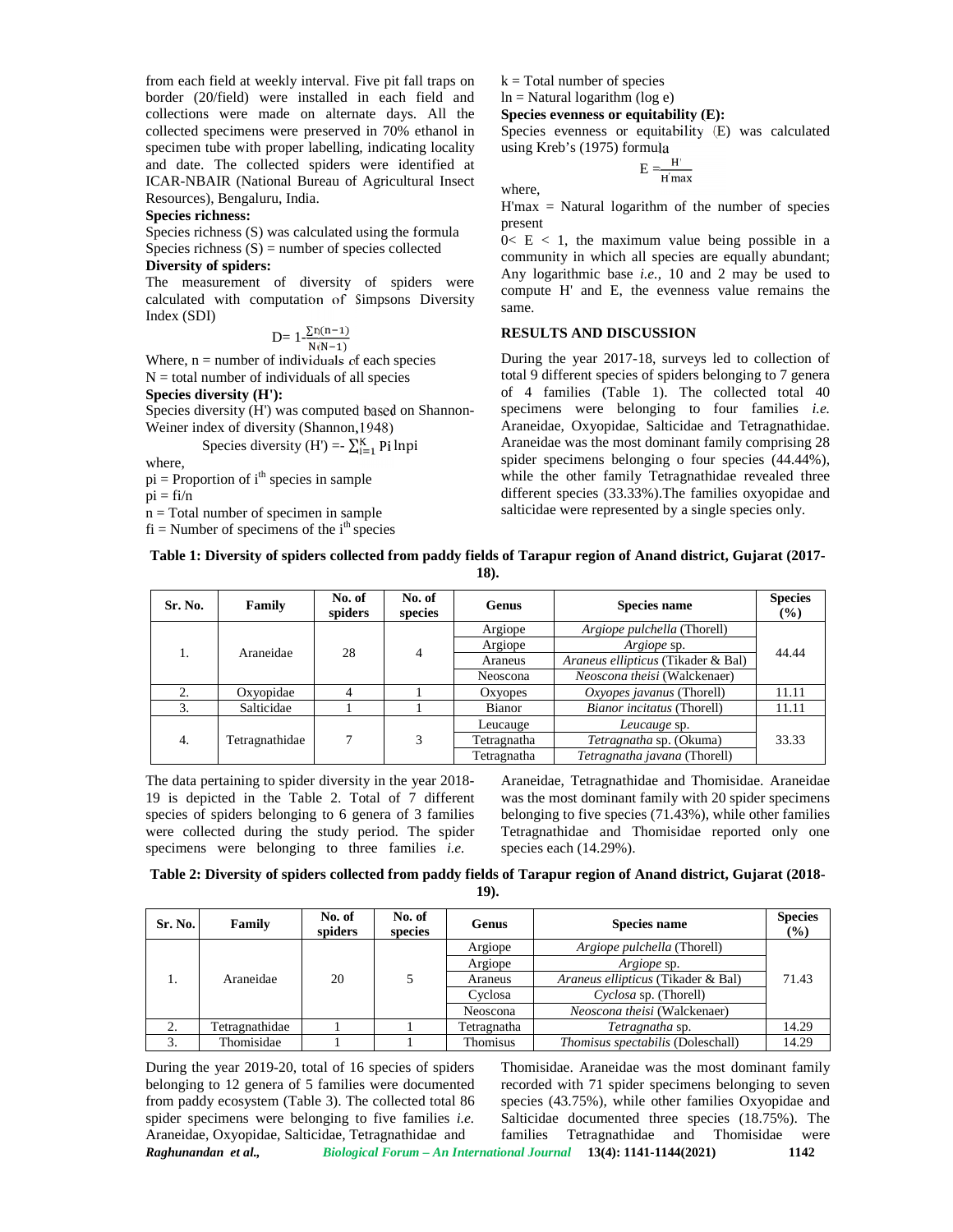from each field at weekly interval. Five pit fall traps on border (20/field) were installed in each field and collections were made on alternate days. All the collected specimens were preserved in 70% ethanol in specimen tube with proper labelling, indicating locality and date. The collected spiders were identified at ICAR-NBAIR (National Bureau of Agricultural Insect Resources), Bengaluru, India.

**Species richness:**

Species richness (S) was calculated using the formula

Species richness (S) = number of species collected

**Diversity of spiders:**

The measurement of diversity of spiders were calculated with computation of Simpsons Diversity Index (SDI)

$$D = 1 - \frac{\sum n(n-1)}{N(N-1)}$$

Where, n = number of individuals of each species

N = total number of individuals of all species

**Species diversity (H'):**

Species diversity (H') was computed based on Shannon-Weiner index of diversity (Shannon, 1948)

$$\text{Species diversity (H')} = -\sum_{i=1}^{K} Pi \ln pi$$

where,

pi = Proportion of i[th] species in sample

pi = fi/n

n = Total number of specimen in sample

fi = Number of specimens of the i[th] species

k = Total number of species

ln = Natural logarithm (log e)

**Species evenness or equitability (E):**

Species evenness or equitability (E) was calculated using Kreb's (1975) formula

$$E = \frac{H'}{H'max}$$

where,

H'max = Natural logarithm of the number of species present

$0 < E < 1$, the maximum value being possible in a community in which all species are equally abundant; Any logarithmic base *i.e.*, 10 and 2 may be used to compute H' and E, the evenness value remains the same.

## RESULTS AND DISCUSSION

During the year 2017-18, surveys led to collection of total 9 different species of spiders belonging to 7 genera of 4 families (Table 1). The collected total 40 specimens were belonging to four families *i.e.* Araneidae, Oxyopidae, Salticidae and Tetragnathidae. Araneidae was the most dominant family comprising 28 spider specimens belonging o four species (44.44%), while the other family Tetragnathidae revealed three different species (33.33%).The families oxyopidae and salticidae were represented by a single species only.

**Table 1: Diversity of spiders collected from paddy fields of Tarapur region of Anand district, Gujarat (2017-18).**

| Sr. No. | Family | No. of spiders | No. of species | Genus | Species name | Species (%) |
|---|---|---|---|---|---|---|
| 1. | Araneidae | 28 | 4 | Argiope | *Argiope pulchella* (Thorell) | 44.44 |
| | | | | Argiope | *Argiope* sp. | |
| | | | | Araneus | *Araneus ellipticus* (Tikader & Bal) | |
| | | | | Neoscona | *Neoscona theisi* (Walckenaer) | |
| 2. | Oxyopidae | 4 | 1 | Oxyopes | *Oxyopes javanus* (Thorell) | 11.11 |
| 3. | Salticidae | 1 | 1 | Bianor | *Bianor incitatus* (Thorell) | 11.11 |
| 4. | Tetragnathidae | 7 | 3 | Leucauge | *Leucauge* sp. | 33.33 |
| | | | | Tetragnatha | *Tetragnatha* sp. (Okuma) | |
| | | | | Tetragnatha | *Tetragnatha javana* (Thorell) | |

The data pertaining to spider diversity in the year 2018-19 is depicted in the Table 2. Total of 7 different species of spiders belonging to 6 genera of 3 families were collected during the study period. The spider specimens were belonging to three families *i.e.* Araneidae, Tetragnathidae and Thomisidae. Araneidae was the most dominant family with 20 spider specimens belonging to five species (71.43%), while other families Tetragnathidae and Thomisidae reported only one species each (14.29%).

**Table 2: Diversity of spiders collected from paddy fields of Tarapur region of Anand district, Gujarat (2018-19).**

| Sr. No. | Family | No. of spiders | No. of species | Genus | Species name | Species (%) |
|---|---|---|---|---|---|---|
| 1. | Araneidae | 20 | 5 | Argiope | *Argiope pulchella* (Thorell) | 71.43 |
| | | | | Argiope | *Argiope* sp. | |
| | | | | Araneus | *Araneus ellipticus* (Tikader & Bal) | |
| | | | | Cyclosa | *Cyclosa* sp. (Thorell) | |
| | | | | Neoscona | *Neoscona theisi* (Walckenaer) | |
| 2. | Tetragnathidae | 1 | 1 | Tetragnatha | *Tetragnatha* sp. | 14.29 |
| 3. | Thomisidae | 1 | 1 | Thomisus | *Thomisus spectabilis* (Doleschall) | 14.29 |

During the year 2019-20, total of 16 species of spiders belonging to 12 genera of 5 families were documented from paddy ecosystem (Table 3). The collected total 86 spider specimens were belonging to five families *i.e.* Araneidae, Oxyopidae, Salticidae, Tetragnathidae and Thomisidae. Araneidae was the most dominant family recorded with 71 spider specimens belonging to seven species (43.75%), while other families Oxyopidae and Salticidae documented three species (18.75%). The families Tetragnathidae and Thomisidae were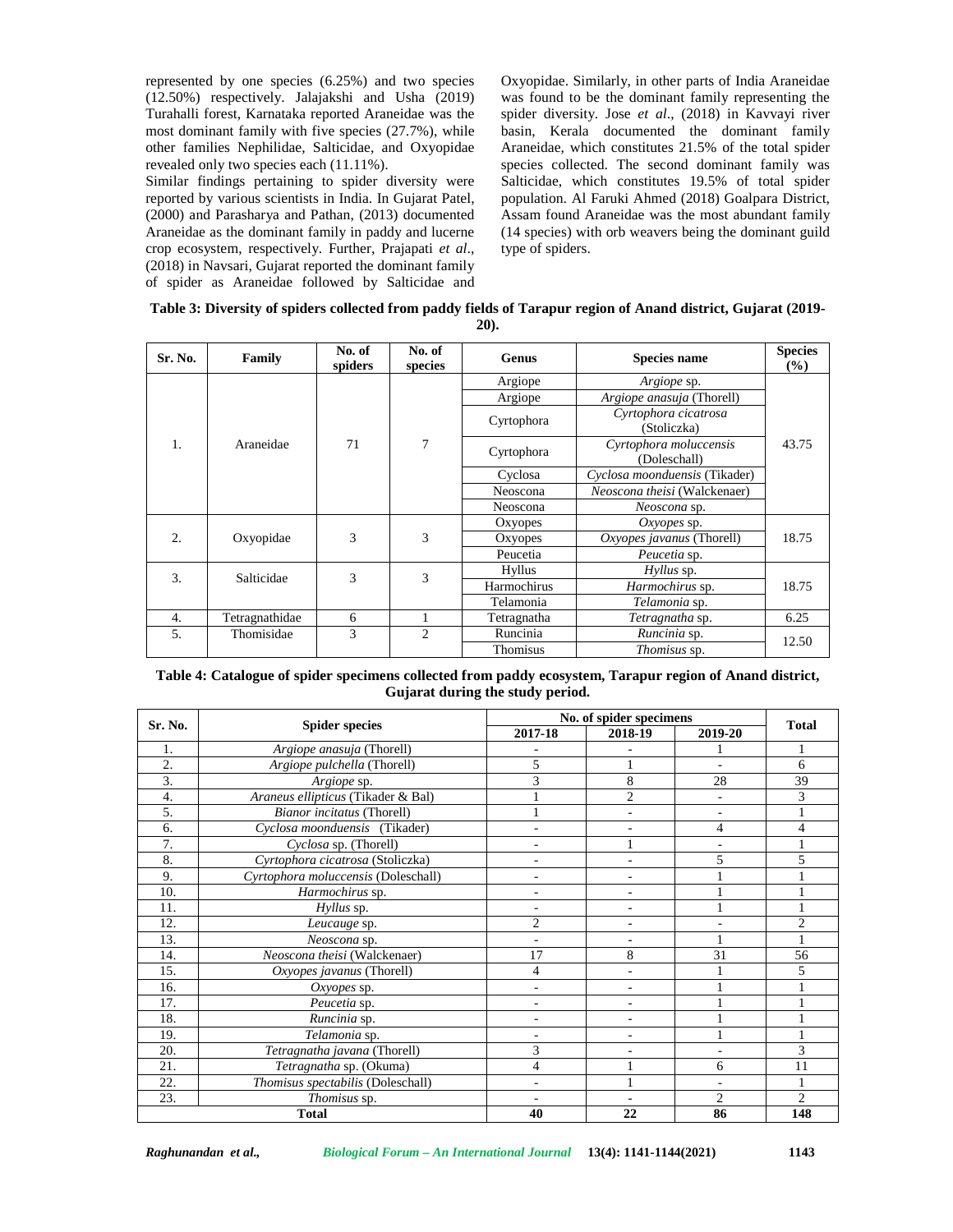represented by one species (6.25%) and two species (12.50%) respectively. Jalajakshi and Usha (2019) Turahalli forest, Karnataka reported Araneidae was the most dominant family with five species (27.7%), while other families Nephilidae, Salticidae, and Oxyopidae revealed only two species each (11.11%).

Similar findings pertaining to spider diversity were reported by various scientists in India. In Gujarat Patel, (2000) and Parasharya and Pathan, (2013) documented Araneidae as the dominant family in paddy and lucerne crop ecosystem, respectively. Further, Prajapati *et al*., (2018) in Navsari, Gujarat reported the dominant family of spider as Araneidae followed by Salticidae and Oxyopidae. Similarly, in other parts of India Araneidae was found to be the dominant family representing the spider diversity. Jose *et al*., (2018) in Kavvayi river basin, Kerala documented the dominant family Araneidae, which constitutes 21.5% of the total spider species collected. The second dominant family was Salticidae, which constitutes 19.5% of total spider population. Al Faruki Ahmed (2018) Goalpara District, Assam found Araneidae was the most abundant family (14 species) with orb weavers being the dominant guild type of spiders.

**Table 3: Diversity of spiders collected from paddy fields of Tarapur region of Anand district, Gujarat (2019-20).**

| Sr. No. | Family | No. of spiders | No. of species | Genus | Species name | Species (%) |
|---|---|---|---|---|---|---|
| 1. | Araneidae | 71 | 7 | Argiope | *Argiope* sp. | 43.75 |
| | | | | Argiope | *Argiope anasuja* (Thorell) | |
| | | | | Cyrtophora | *Cyrtophora cicatrosa* (Stoliczka) | |
| | | | | Cyrtophora | *Cyrtophora moluccensis* (Doleschall) | |
| | | | | Cyclosa | *Cyclosa moonduensis* (Tikader) | |
| | | | | Neoscona | *Neoscona theisi* (Walckenaer) | |
| | | | | Neoscona | *Neoscona* sp. | |
| 2. | Oxyopidae | 3 | 3 | Oxyopes | *Oxyopes* sp. | 18.75 |
| | | | | Oxyopes | *Oxyopes javanus* (Thorell) | |
| | | | | Peucetia | *Peucetia* sp. | |
| 3. | Salticidae | 3 | 3 | Hyllus | *Hyllus* sp. | 18.75 |
| | | | | Harmochirus | *Harmochirus* sp. | |
| | | | | Telamonia | *Telamonia* sp. | |
| 4. | Tetragnathidae | 6 | 1 | Tetragnatha | *Tetragnatha* sp. | 6.25 |
| 5. | Thomisidae | 3 | 2 | Runcinia | *Runcinia* sp. | 12.50 |
| | | | | Thomisus | *Thomisus* sp. | |

**Table 4: Catalogue of spider specimens collected from paddy ecosystem, Tarapur region of Anand district, Gujarat during the study period.**

| Sr. No. | Spider species | No. of spider specimens | | | Total |
|---|---|---|---|---|---|
| | | 2017-18 | 2018-19 | 2019-20 | |
| 1. | *Argiope anasuja* (Thorell) | - | - | 1 | 1 |
| 2. | *Argiope pulchella* (Thorell) | 5 | 1 | - | 6 |
| 3. | *Argiope* sp. | 3 | 8 | 28 | 39 |
| 4. | *Araneus ellipticus* (Tikader & Bal) | 1 | 2 | - | 3 |
| 5. | *Bianor incitatus* (Thorell) | 1 | - | - | 1 |
| 6. | *Cyclosa moonduensis* (Tikader) | - | - | 4 | 4 |
| 7. | *Cyclosa* sp. (Thorell) | - | 1 | - | 1 |
| 8. | *Cyrtophora cicatrosa* (Stoliczka) | - | - | 5 | 5 |
| 9. | *Cyrtophora moluccensis* (Doleschall) | - | - | 1 | 1 |
| 10. | *Harmochirus* sp. | - | - | 1 | 1 |
| 11. | *Hyllus* sp. | - | - | 1 | 1 |
| 12. | *Leucauge* sp. | 2 | - | - | 2 |
| 13. | *Neoscona* sp. | - | - | 1 | 1 |
| 14. | *Neoscona theisi* (Walckenaer) | 17 | 8 | 31 | 56 |
| 15. | *Oxyopes javanus* (Thorell) | 4 | - | 1 | 5 |
| 16. | *Oxyopes* sp. | - | - | 1 | 1 |
| 17. | *Peucetia* sp. | - | - | 1 | 1 |
| 18. | *Runcinia* sp. | - | - | 1 | 1 |
| 19. | *Telamonia* sp. | - | - | 1 | 1 |
| 20. | *Tetragnatha javana* (Thorell) | 3 | - | - | 3 |
| 21. | *Tetragnatha* sp. (Okuma) | 4 | 1 | 6 | 11 |
| 22. | *Thomisus spectabilis* (Doleschall) | - | 1 | - | 1 |
| 23. | *Thomisus* sp. | - | - | 2 | 2 |
| **Total** | | **40** | **22** | **86** | **148** |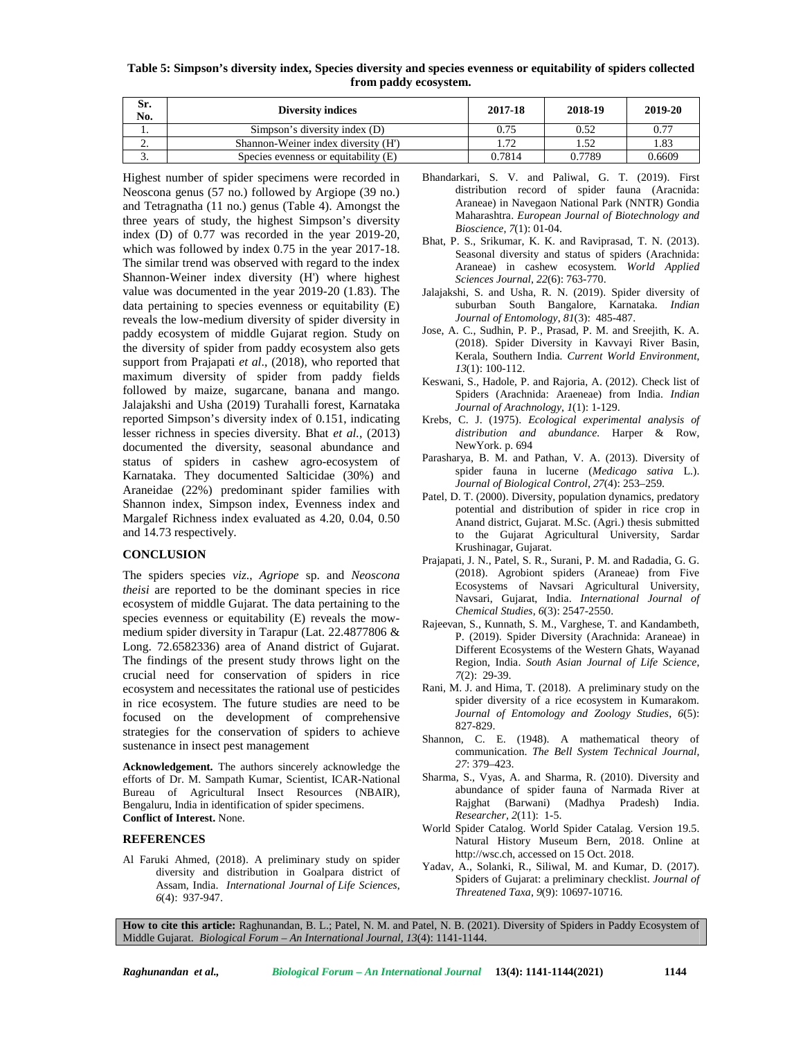**Table 5: Simpson's diversity index, Species diversity and species evenness or equitability of spiders collected from paddy ecosystem.**

| Sr. No. | Diversity indices | 2017-18 | 2018-19 | 2019-20 |
|---|---|---|---|---|
| 1. | Simpson's diversity index (D) | 0.75 | 0.52 | 0.77 |
| 2. | Shannon-Weiner index diversity (H') | 1.72 | 1.52 | 1.83 |
| 3. | Species evenness or equitability (E) | 0.7814 | 0.7789 | 0.6609 |

Highest number of spider specimens were recorded in Neoscona genus (57 no.) followed by Argiope (39 no.) and Tetragnatha (11 no.) genus (Table 4). Amongst the three years of study, the highest Simpson's diversity index (D) of 0.77 was recorded in the year 2019-20, which was followed by index 0.75 in the year 2017-18. The similar trend was observed with regard to the index Shannon-Weiner index diversity (H') where highest value was documented in the year 2019-20 (1.83). The data pertaining to species evenness or equitability (E) reveals the low-medium diversity of spider diversity in paddy ecosystem of middle Gujarat region. Study on the diversity of spider from paddy ecosystem also gets support from Prajapati *et al*., (2018), who reported that maximum diversity of spider from paddy fields followed by maize, sugarcane, banana and mango. Jalajakshi and Usha (2019) Turahalli forest, Karnataka reported Simpson's diversity index of 0.151, indicating lesser richness in species diversity. Bhat *et al.*, (2013) documented the diversity, seasonal abundance and status of spiders in cashew agro-ecosystem of Karnataka. They documented Salticidae (30%) and Araneidae (22%) predominant spider families with Shannon index, Simpson index, Evenness index and Margalef Richness index evaluated as 4.20, 0.04, 0.50 and 14.73 respectively.

## CONCLUSION

The spiders species *viz*., *Agriope* sp. and *Neoscona theisi* are reported to be the dominant species in rice ecosystem of middle Gujarat. The data pertaining to the species evenness or equitability (E) reveals the mow-medium spider diversity in Tarapur (Lat. 22.4877806 & Long. 72.6582336) area of Anand district of Gujarat. The findings of the present study throws light on the crucial need for conservation of spiders in rice ecosystem and necessitates the rational use of pesticides in rice ecosystem. The future studies are need to be focused on the development of comprehensive strategies for the conservation of spiders to achieve sustenance in insect pest management

**Acknowledgement.** The authors sincerely acknowledge the efforts of Dr. M. Sampath Kumar, Scientist, ICAR-National Bureau of Agricultural Insect Resources (NBAIR), Bengaluru, India in identification of spider specimens.

**Conflict of Interest.** None.

## REFERENCES

Al Faruki Ahmed, (2018). A preliminary study on spider diversity and distribution in Goalpara district of Assam, India. *International Journal of Life Sciences*, *6*(4): 937-947.

Bhandarkari, S. V. and Paliwal, G. T. (2019). First distribution record of spider fauna (Aracnida: Araneae) in Navegaon National Park (NNTR) Gondia Maharashtra. *European Journal of Biotechnology and Bioscience*, *7*(1): 01-04.

Bhat, P. S., Srikumar, K. K. and Raviprasad, T. N. (2013). Seasonal diversity and status of spiders (Arachnida: Araneae) in cashew ecosystem. *World Applied Sciences Journal*, *22*(6): 763-770.

Jalajakshi, S. and Usha, R. N. (2019). Spider diversity of suburban South Bangalore, Karnataka. *Indian Journal of Entomology*, *81*(3): 485-487.

Jose, A. C., Sudhin, P. P., Prasad, P. M. and Sreejith, K. A. (2018). Spider Diversity in Kavvayi River Basin, Kerala, Southern India. *Current World Environment*, *13*(1): 100-112.

Keswani, S., Hadole, P. and Rajoria, A. (2012). Check list of Spiders (Arachnida: Araeneae) from India. *Indian Journal of Arachnology*, *1*(1): 1-129.

Krebs, C. J. (1975). *Ecological experimental analysis of distribution and abundance*. Harper & Row, NewYork. p. 694

Parasharya, B. M. and Pathan, V. A. (2013). Diversity of spider fauna in lucerne (*Medicago sativa* L.). *Journal of Biological Control*, *27*(4): 253–259.

Patel, D. T. (2000). Diversity, population dynamics, predatory potential and distribution of spider in rice crop in Anand district, Gujarat. M.Sc. (Agri.) thesis submitted to the Gujarat Agricultural University, Sardar Krushinagar, Gujarat.

Prajapati, J. N., Patel, S. R., Surani, P. M. and Radadia, G. G. (2018). Agrobiont spiders (Araneae) from Five Ecosystems of Navsari Agricultural University, Navsari, Gujarat, India. *International Journal of Chemical Studies*, *6*(3): 2547-2550.

Rajeevan, S., Kunnath, S. M., Varghese, T. and Kandambeth, P. (2019). Spider Diversity (Arachnida: Araneae) in Different Ecosystems of the Western Ghats, Wayanad Region, India. *South Asian Journal of Life Science*, *7*(2): 29-39.

Rani, M. J. and Hima, T. (2018). A preliminary study on the spider diversity of a rice ecosystem in Kumarakom. *Journal of Entomology and Zoology Studies*, *6*(5): 827-829.

Shannon, C. E. (1948). A mathematical theory of communication. *The Bell System Technical Journal*, *27*: 379–423.

Sharma, S., Vyas, A. and Sharma, R. (2010). Diversity and abundance of spider fauna of Narmada River at Rajghat (Barwani) (Madhya Pradesh) India. *Researcher*, *2*(11): 1-5.

World Spider Catalog. World Spider Catalag. Version 19.5. Natural History Museum Bern, 2018. Online at http://wsc.ch, accessed on 15 Oct. 2018.

Yadav, A., Solanki, R., Siliwal, M. and Kumar, D. (2017). Spiders of Gujarat: a preliminary checklist. *Journal of Threatened Taxa*, *9*(9): 10697-10716.

**How to cite this article:** Raghunandan, B. L.; Patel, N. M. and Patel, N. B. (2021). Diversity of Spiders in Paddy Ecosystem of Middle Gujarat. *Biological Forum – An International Journal*, *13*(4): 1141-1144.